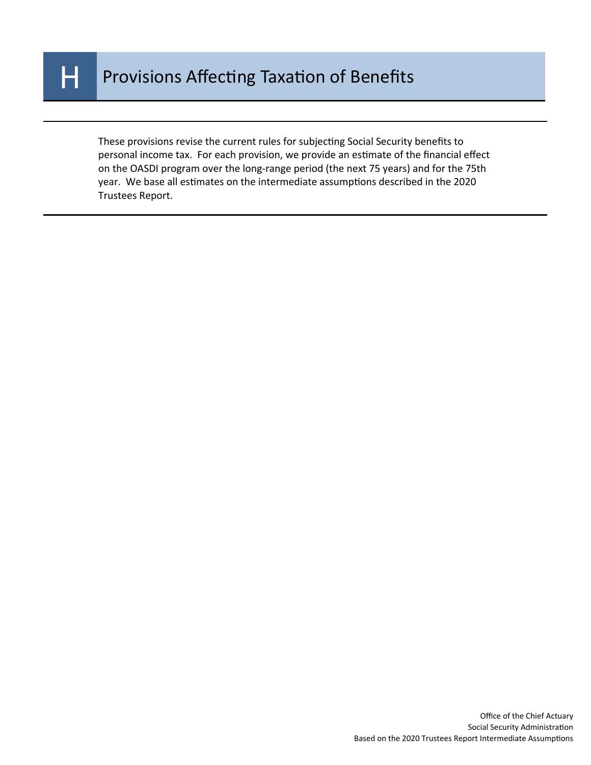# H Provisions Affecting Taxation of Benefits

These provisions revise the current rules for subjecting Social Security benefits to personal income tax. For each provision, we provide an estimate of the financial effect on the OASDI program over the long-range period (the next 75 years) and for the 75th year. We base all estimates on the intermediate assumptions described in the 2020 Trustees Report.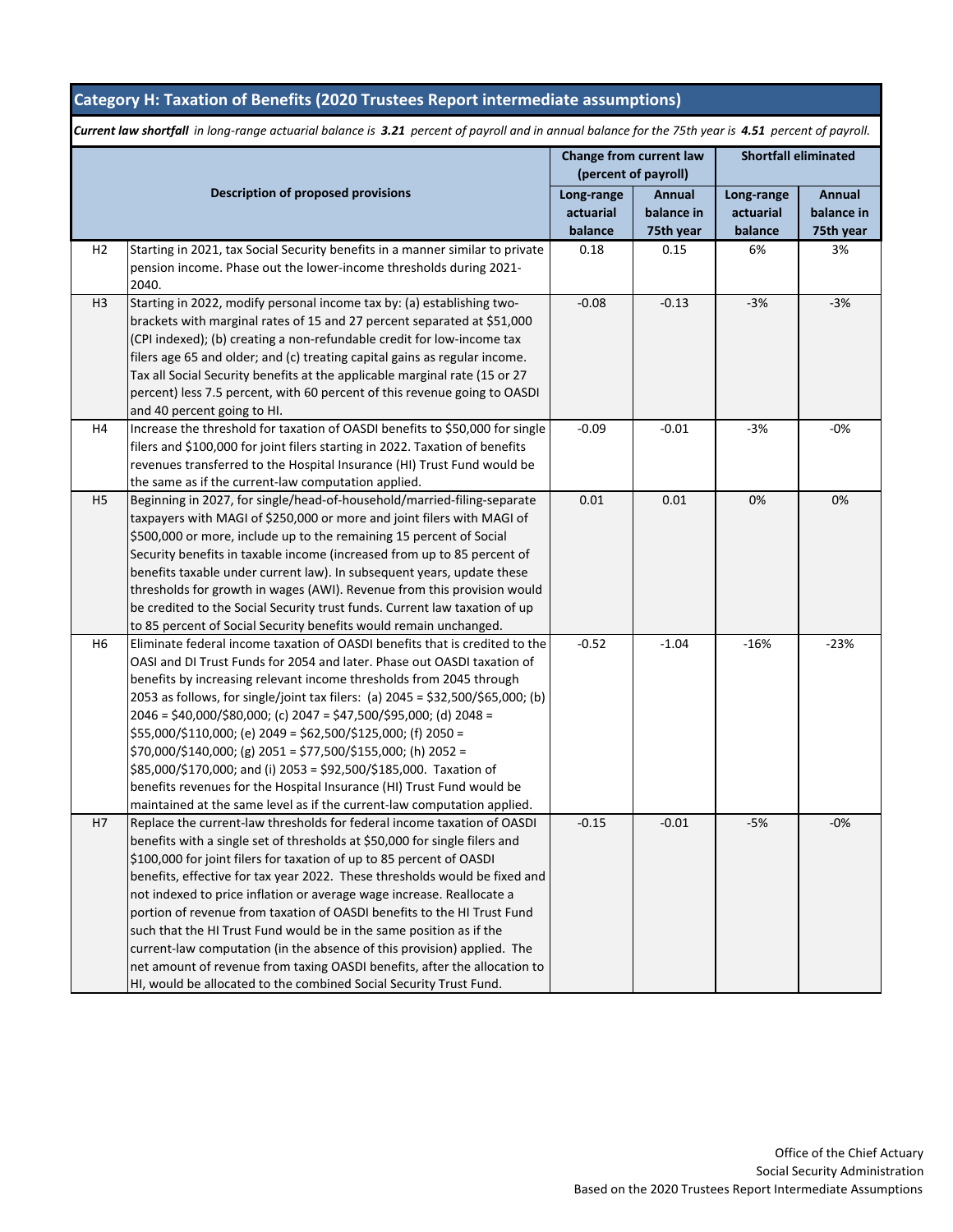## Category H: Taxation of Benefits (2020 Trustees Report intermediate assumptions)

***Current law shortfall** in long-range actuarial balance is **3.21** percent of payroll and in annual balance for the 75th year is **4.51** percent of payroll.*

| | Description of proposed provisions | Change from current law (percent of payroll) | | Shortfall eliminated | |
|---|---|---|---|---|---|
| | | Long-range actuarial balance | Annual balance in 75th year | Long-range actuarial balance | Annual balance in 75th year |
| H2 | Starting in 2021, tax Social Security benefits in a manner similar to private pension income. Phase out the lower-income thresholds during 2021-2040. | 0.18 | 0.15 | 6% | 3% |
| H3 | Starting in 2022, modify personal income tax by: (a) establishing two-brackets with marginal rates of 15 and 27 percent separated at $51,000 (CPI indexed); (b) creating a non-refundable credit for low-income tax filers age 65 and older; and (c) treating capital gains as regular income. Tax all Social Security benefits at the applicable marginal rate (15 or 27 percent) less 7.5 percent, with 60 percent of this revenue going to OASDI and 40 percent going to HI. | -0.08 | -0.13 | -3% | -3% |
| H4 | Increase the threshold for taxation of OASDI benefits to $50,000 for single filers and $100,000 for joint filers starting in 2022. Taxation of benefits revenues transferred to the Hospital Insurance (HI) Trust Fund would be the same as if the current-law computation applied. | -0.09 | -0.01 | -3% | -0% |
| H5 | Beginning in 2027, for single/head-of-household/married-filing-separate taxpayers with MAGI of $250,000 or more and joint filers with MAGI of $500,000 or more, include up to the remaining 15 percent of Social Security benefits in taxable income (increased from up to 85 percent of benefits taxable under current law). In subsequent years, update these thresholds for growth in wages (AWI). Revenue from this provision would be credited to the Social Security trust funds. Current law taxation of up to 85 percent of Social Security benefits would remain unchanged. | 0.01 | 0.01 | 0% | 0% |
| H6 | Eliminate federal income taxation of OASDI benefits that is credited to the OASI and DI Trust Funds for 2054 and later. Phase out OASDI taxation of benefits by increasing relevant income thresholds from 2045 through 2053 as follows, for single/joint tax filers: (a) 2045 = $32,500/$65,000; (b) 2046 = $40,000/$80,000; (c) 2047 = $47,500/$95,000; (d) 2048 = $55,000/$110,000; (e) 2049 = $62,500/$125,000; (f) 2050 = $70,000/$140,000; (g) 2051 = $77,500/$155,000; (h) 2052 = $85,000/$170,000; and (i) 2053 = $92,500/$185,000. Taxation of benefits revenues for the Hospital Insurance (HI) Trust Fund would be maintained at the same level as if the current-law computation applied. | -0.52 | -1.04 | -16% | -23% |
| H7 | Replace the current-law thresholds for federal income taxation of OASDI benefits with a single set of thresholds at $50,000 for single filers and $100,000 for joint filers for taxation of up to 85 percent of OASDI benefits, effective for tax year 2022. These thresholds would be fixed and not indexed to price inflation or average wage increase. Reallocate a portion of revenue from taxation of OASDI benefits to the HI Trust Fund such that the HI Trust Fund would be in the same position as if the current-law computation (in the absence of this provision) applied. The net amount of revenue from taxing OASDI benefits, after the allocation to HI, would be allocated to the combined Social Security Trust Fund. | -0.15 | -0.01 | -5% | -0% |

Office of the Chief Actuary
Social Security Administration
Based on the 2020 Trustees Report Intermediate Assumptions